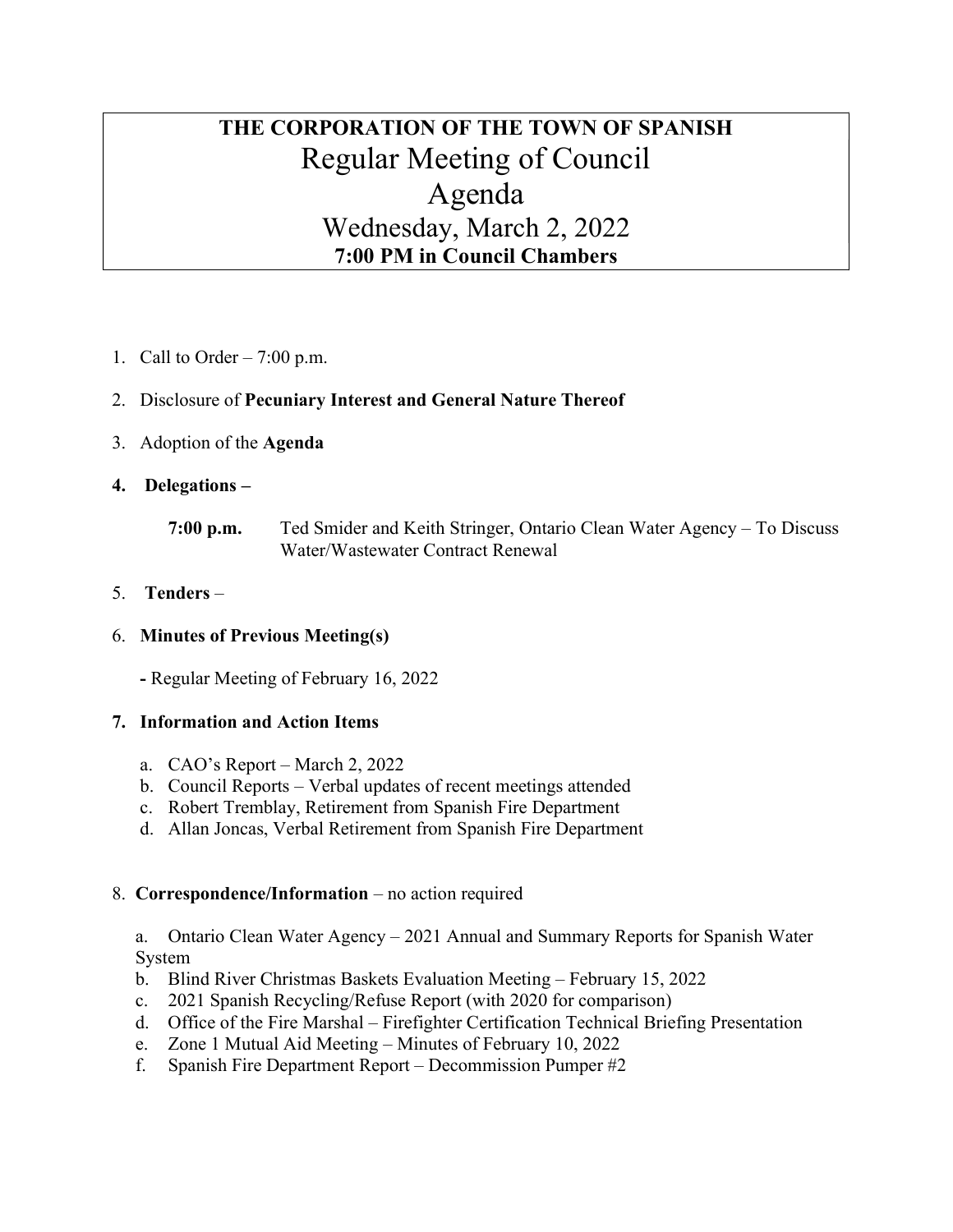# THE CORPORATION OF THE TOWN OF SPANISH

## Regular Meeting of Council

## Agenda

## Wednesday, March 2, 2022

**7:00 PM in Council Chambers**

1. Call to Order – 7:00 p.m.
2. Disclosure of **Pecuniary Interest and General Nature Thereof**
3. Adoption of the **Agenda**
4. **Delegations –**

   **7:00 p.m.** Ted Smider and Keith Stringer, Ontario Clean Water Agency – To Discuss Water/Wastewater Contract Renewal

5. **Tenders** –
6. **Minutes of Previous Meeting(s)**

   **-** Regular Meeting of February 16, 2022

7. **Information and Action Items**

   a. CAO's Report – March 2, 2022
   b. Council Reports – Verbal updates of recent meetings attended
   c. Robert Tremblay, Retirement from Spanish Fire Department
   d. Allan Joncas, Verbal Retirement from Spanish Fire Department

8. **Correspondence/Information** – no action required

   a. Ontario Clean Water Agency – 2021 Annual and Summary Reports for Spanish Water System
   b. Blind River Christmas Baskets Evaluation Meeting – February 15, 2022
   c. 2021 Spanish Recycling/Refuse Report (with 2020 for comparison)
   d. Office of the Fire Marshal – Firefighter Certification Technical Briefing Presentation
   e. Zone 1 Mutual Aid Meeting – Minutes of February 10, 2022
   f. Spanish Fire Department Report – Decommission Pumper #2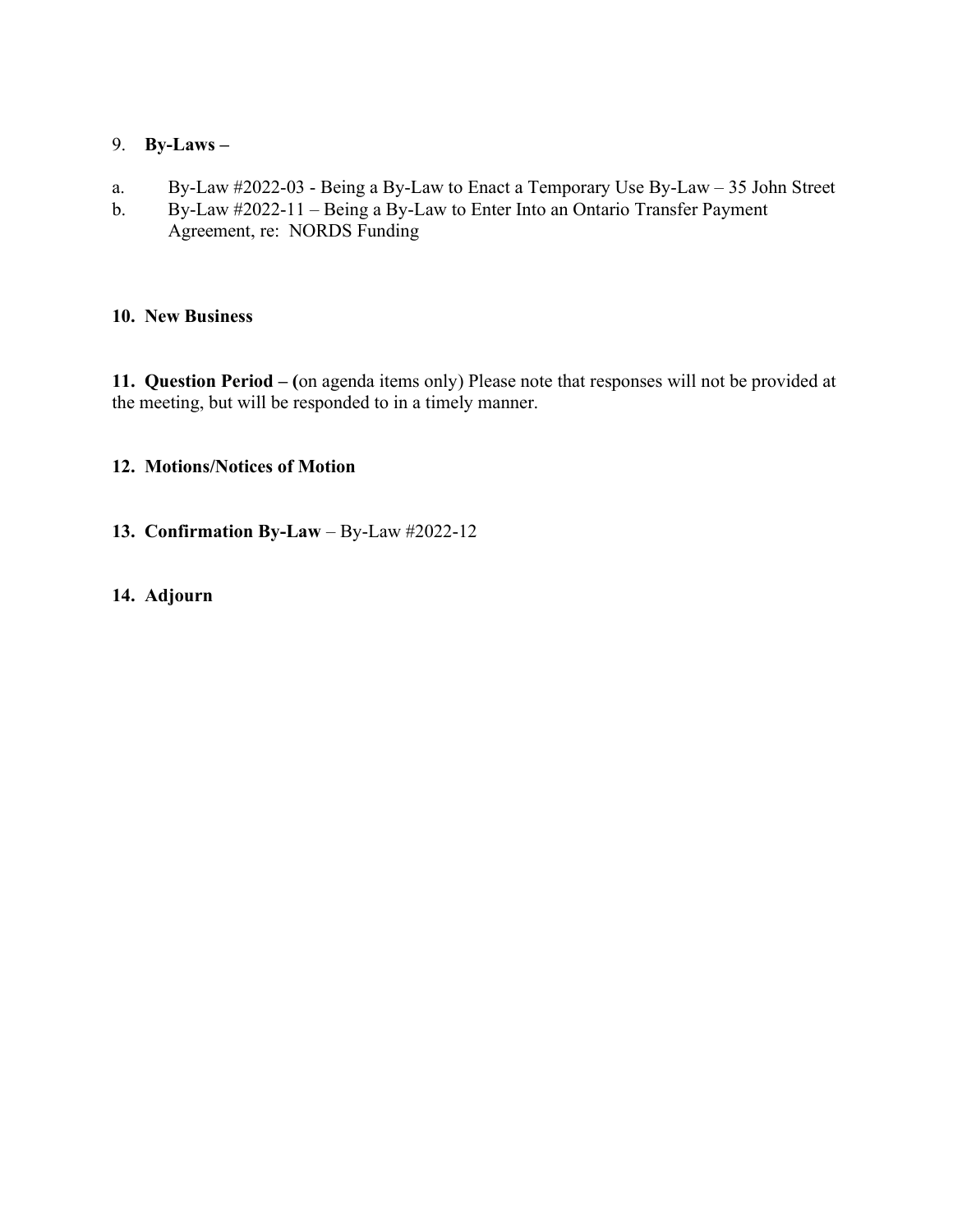9. **By-Laws –**

a. By-Law #2022-03 - Being a By-Law to Enact a Temporary Use By-Law – 35 John Street
b. By-Law #2022-11 – Being a By-Law to Enter Into an Ontario Transfer Payment Agreement, re: NORDS Funding

**10. New Business**

**11. Question Period – (**on agenda items only) Please note that responses will not be provided at the meeting, but will be responded to in a timely manner.

**12. Motions/Notices of Motion**

**13. Confirmation By-Law** – By-Law #2022-12

**14. Adjourn**